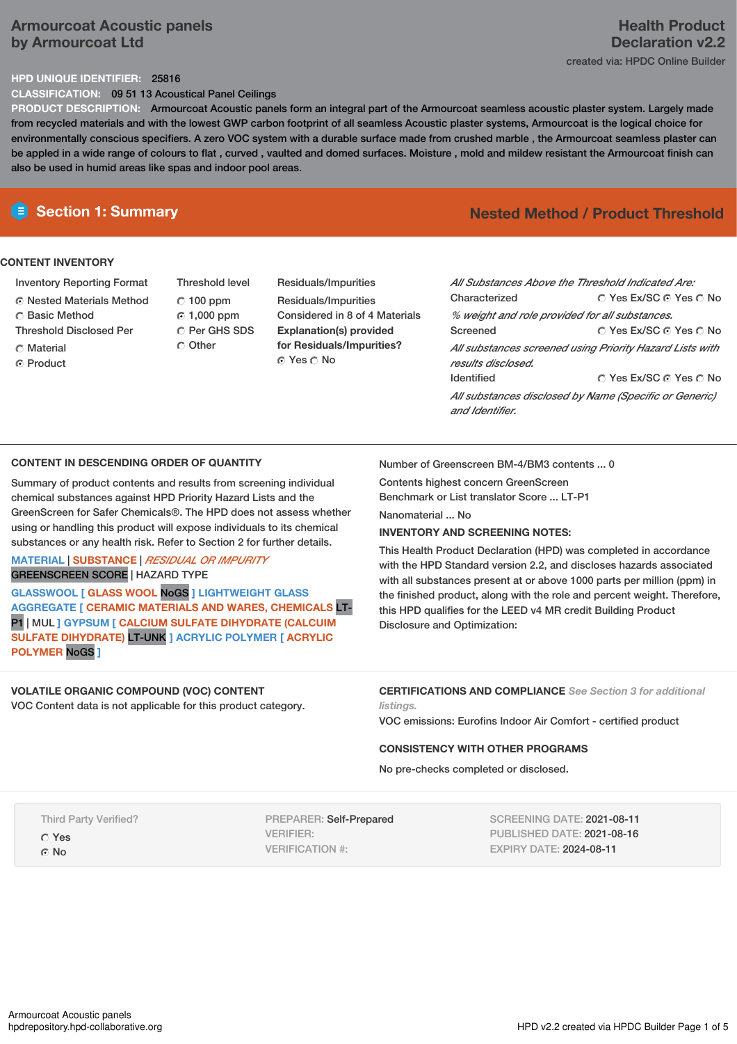# Armourcoat Acoustic panels by Armourcoat Ltd

## Health Product Declaration v2.2

created via: HPDC Online Builder

**HPD UNIQUE IDENTIFIER:** 25816

**CLASSIFICATION:** 09 51 13 Acoustical Panel Ceilings

**PRODUCT DESCRIPTION:** Armourcoat Acoustic panels form an integral part of the Armourcoat seamless acoustic plaster system. Largely made from recycled materials and with the lowest GWP carbon footprint of all seamless Acoustic plaster systems, Armourcoat is the logical choice for environmentally conscious specifiers. A zero VOC system with a durable surface made from crushed marble , the Armourcoat seamless plaster can be appled in a wide range of colours to flat , curved , vaulted and domed surfaces. Moisture , mold and mildew resistant the Armourcoat finish can also be used in humid areas like spas and indoor pool areas.

## Section 1: Summary

**Nested Method / Product Threshold**

### CONTENT INVENTORY

Inventory Reporting Format
- ◉ Nested Materials Method
- ○ Basic Method

Threshold Disclosed Per
- ○ Material
- ◉ Product

Threshold level
- ○ 100 ppm
- ◉ 1,000 ppm
- ○ Per GHS SDS
- ○ Other

Residuals/Impurities

Residuals/Impurities Considered in 8 of 4 Materials

**Explanation(s) provided for Residuals/Impurities?**
◉ Yes ○ No

*All Substances Above the Threshold Indicated Are:*

Characterized ○ Yes Ex/SC ◉ Yes ○ No

*% weight and role provided for all substances.*

Screened ○ Yes Ex/SC ◉ Yes ○ No

*All substances screened using Priority Hazard Lists with results disclosed.*

Identified ○ Yes Ex/SC ◉ Yes ○ No

*All substances disclosed by Name (Specific or Generic) and Identifier.*

### CONTENT IN DESCENDING ORDER OF QUANTITY

Summary of product contents and results from screening individual chemical substances against HPD Priority Hazard Lists and the GreenScreen for Safer Chemicals®. The HPD does not assess whether using or handling this product will expose individuals to its chemical substances or any health risk. Refer to Section 2 for further details.

MATERIAL | SUBSTANCE | *RESIDUAL OR IMPURITY*
GREENSCREEN SCORE | HAZARD TYPE

GLASSWOOL [ GLASS WOOL NoGS ] LIGHTWEIGHT GLASS AGGREGATE [ CERAMIC MATERIALS AND WARES, CHEMICALS LT-P1 | MUL ] GYPSUM [ CALCIUM SULFATE DIHYDRATE (CALCUIM SULFATE DIHYDRATE) LT-UNK ] ACRYLIC POLYMER [ ACRYLIC POLYMER NoGS ]

Number of Greenscreen BM-4/BM3 contents ... 0

Contents highest concern GreenScreen Benchmark or List translator Score ... LT-P1

Nanomaterial ... No

**INVENTORY AND SCREENING NOTES:**

This Health Product Declaration (HPD) was completed in accordance with the HPD Standard version 2.2, and discloses hazards associated with all substances present at or above 1000 parts per million (ppm) in the finished product, along with the role and percent weight. Therefore, this HPD qualifies for the LEED v4 MR credit Building Product Disclosure and Optimization:

### VOLATILE ORGANIC COMPOUND (VOC) CONTENT

VOC Content data is not applicable for this product category.

### CERTIFICATIONS AND COMPLIANCE *See Section 3 for additional listings.*

VOC emissions: Eurofins Indoor Air Comfort - certified product

### CONSISTENCY WITH OTHER PROGRAMS

No pre-checks completed or disclosed.

Third Party Verified?
- ○ Yes
- ◉ No

PREPARER: Self-Prepared
VERIFIER:
VERIFICATION #:

SCREENING DATE: 2021-08-11
PUBLISHED DATE: 2021-08-16
EXPIRY DATE: 2024-08-11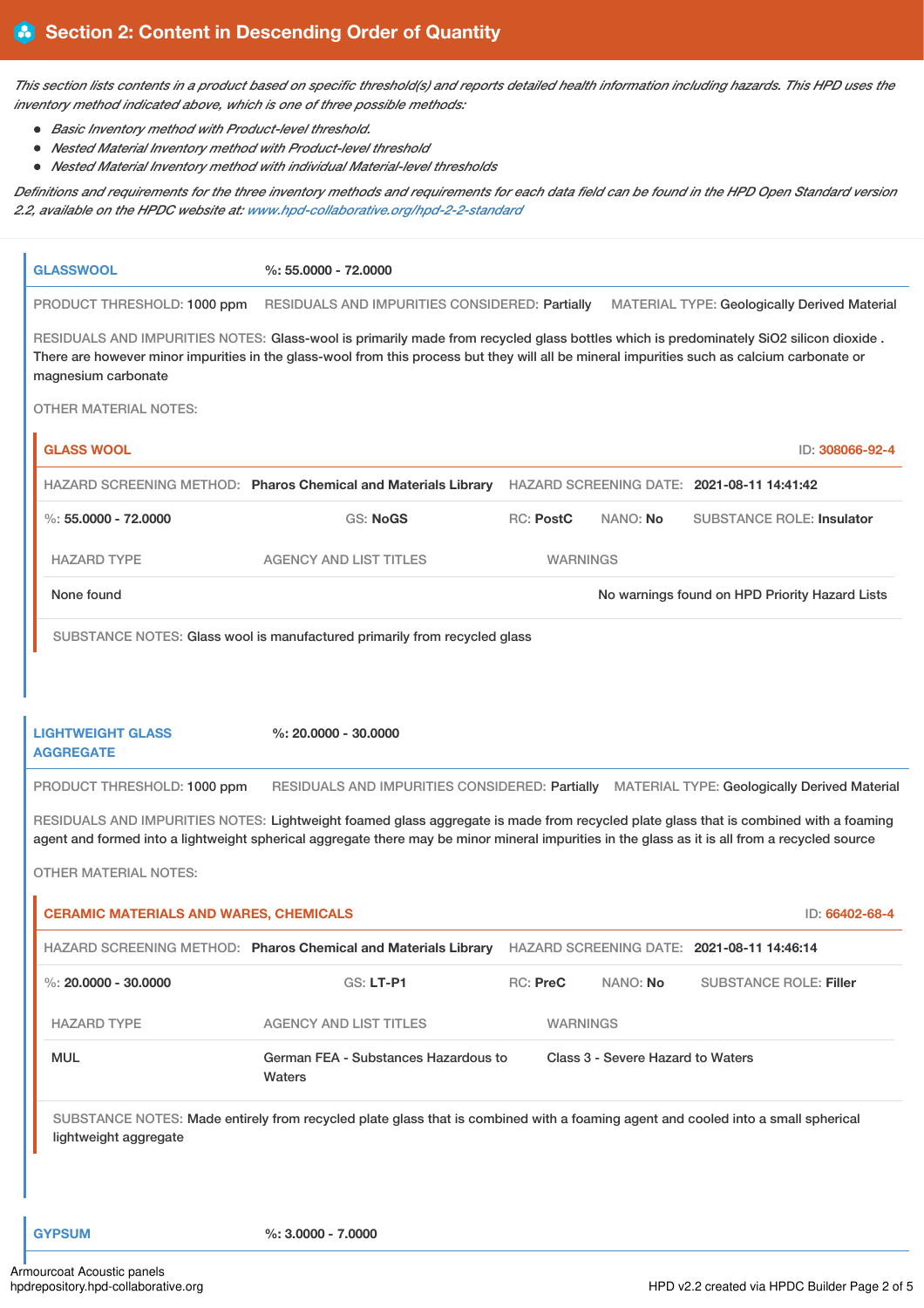## Section 2: Content in Descending Order of Quantity

*This section lists contents in a product based on specific threshold(s) and reports detailed health information including hazards. This HPD uses the inventory method indicated above, which is one of three possible methods:*

- *Basic Inventory method with Product-level threshold.*
- *Nested Material Inventory method with Product-level threshold*
- *Nested Material Inventory method with individual Material-level thresholds*

*Definitions and requirements for the three inventory methods and requirements for each data field can be found in the HPD Open Standard version 2.2, available on the HPDC website at: www.hpd-collaborative.org/hpd-2-2-standard*

### GLASSWOOL

**%: 55.0000 - 72.0000**

PRODUCT THRESHOLD: 1000 ppm RESIDUALS AND IMPURITIES CONSIDERED: Partially MATERIAL TYPE: Geologically Derived Material

RESIDUALS AND IMPURITIES NOTES: Glass-wool is primarily made from recycled glass bottles which is predominately SiO2 silicon dioxide . There are however minor impurities in the glass-wool from this process but they will all be mineral impurities such as calcium carbonate or magnesium carbonate

OTHER MATERIAL NOTES:

#### GLASS WOOL

ID: 308066-92-4

HAZARD SCREENING METHOD: **Pharos Chemical and Materials Library** HAZARD SCREENING DATE: **2021-08-11 14:41:42**

%: **55.0000 - 72.0000** GS: **NoGS** RC: **PostC** NANO: **No** SUBSTANCE ROLE: **Insulator**

| HAZARD TYPE | AGENCY AND LIST TITLES | WARNINGS |
|---|---|---|
| None found | | No warnings found on HPD Priority Hazard Lists |

SUBSTANCE NOTES: Glass wool is manufactured primarily from recycled glass

### LIGHTWEIGHT GLASS AGGREGATE

**%: 20.0000 - 30.0000**

PRODUCT THRESHOLD: 1000 ppm RESIDUALS AND IMPURITIES CONSIDERED: Partially MATERIAL TYPE: Geologically Derived Material

RESIDUALS AND IMPURITIES NOTES: Lightweight foamed glass aggregate is made from recycled plate glass that is combined with a foaming agent and formed into a lightweight spherical aggregate there may be minor mineral impurities in the glass as it is all from a recycled source

OTHER MATERIAL NOTES:

#### CERAMIC MATERIALS AND WARES, CHEMICALS

ID: 66402-68-4

HAZARD SCREENING METHOD: **Pharos Chemical and Materials Library** HAZARD SCREENING DATE: **2021-08-11 14:46:14**

%: **20.0000 - 30.0000** GS: **LT-P1** RC: **PreC** NANO: **No** SUBSTANCE ROLE: **Filler**

| HAZARD TYPE | AGENCY AND LIST TITLES | WARNINGS |
|---|---|---|
| MUL | German FEA - Substances Hazardous to Waters | Class 3 - Severe Hazard to Waters |

SUBSTANCE NOTES: Made entirely from recycled plate glass that is combined with a foaming agent and cooled into a small spherical lightweight aggregate

### GYPSUM

**%: 3.0000 - 7.0000**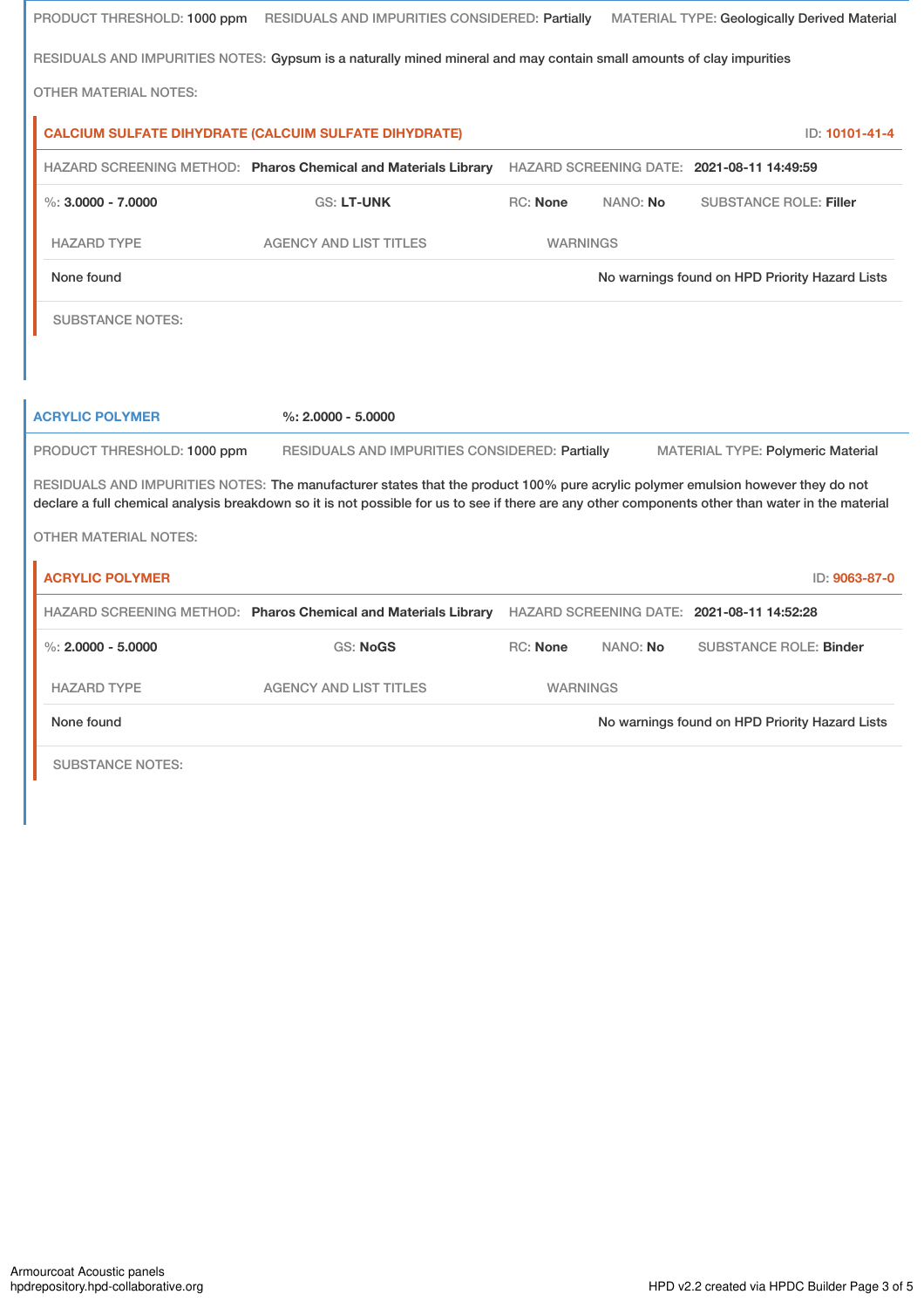PRODUCT THRESHOLD: 1000 ppm RESIDUALS AND IMPURITIES CONSIDERED: Partially MATERIAL TYPE: Geologically Derived Material

RESIDUALS AND IMPURITIES NOTES: Gypsum is a naturally mined mineral and may contain small amounts of clay impurities

OTHER MATERIAL NOTES:

**CALCIUM SULFATE DIHYDRATE (CALCUIM SULFATE DIHYDRATE)** ID: 10101-41-4

HAZARD SCREENING METHOD: **Pharos Chemical and Materials Library** HAZARD SCREENING DATE: **2021-08-11 14:49:59**

%: **3.0000 - 7.0000** GS: **LT-UNK** RC: **None** NANO: **No** SUBSTANCE ROLE: **Filler**

| HAZARD TYPE | AGENCY AND LIST TITLES | WARNINGS |
|---|---|---|
| None found | | No warnings found on HPD Priority Hazard Lists |

SUBSTANCE NOTES:

**ACRYLIC POLYMER** %: **2.0000 - 5.0000**

PRODUCT THRESHOLD: 1000 ppm RESIDUALS AND IMPURITIES CONSIDERED: Partially MATERIAL TYPE: Polymeric Material

RESIDUALS AND IMPURITIES NOTES: The manufacturer states that the product 100% pure acrylic polymer emulsion however they do not declare a full chemical analysis breakdown so it is not possible for us to see if there are any other components other than water in the material

OTHER MATERIAL NOTES:

**ACRYLIC POLYMER** ID: 9063-87-0

HAZARD SCREENING METHOD: **Pharos Chemical and Materials Library** HAZARD SCREENING DATE: **2021-08-11 14:52:28**

%: **2.0000 - 5.0000** GS: **NoGS** RC: **None** NANO: **No** SUBSTANCE ROLE: **Binder**

| HAZARD TYPE | AGENCY AND LIST TITLES | WARNINGS |
|---|---|---|
| None found | | No warnings found on HPD Priority Hazard Lists |

SUBSTANCE NOTES: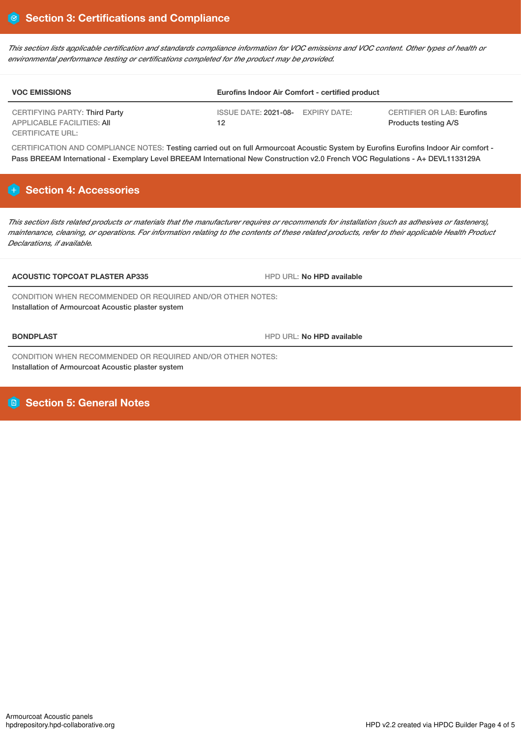## Section 3: Certifications and Compliance

*This section lists applicable certification and standards compliance information for VOC emissions and VOC content. Other types of health or environmental performance testing or certifications completed for the product may be provided.*

| VOC EMISSIONS | Eurofins Indoor Air Comfort - certified product | | |
|---|---|---|---|
| CERTIFYING PARTY: Third Party<br>APPLICABLE FACILITIES: All<br>CERTIFICATE URL: | ISSUE DATE: 2021-08-12 | EXPIRY DATE: | CERTIFIER OR LAB: Eurofins Products testing A/S |

CERTIFICATION AND COMPLIANCE NOTES: Testing carried out on full Armourcoat Acoustic System by Eurofins Eurofins Indoor Air comfort - Pass BREEAM International - Exemplary Level BREEAM International New Construction v2.0 French VOC Regulations - A+ DEVL1133129A

## Section 4: Accessories

*This section lists related products or materials that the manufacturer requires or recommends for installation (such as adhesives or fasteners), maintenance, cleaning, or operations. For information relating to the contents of these related products, refer to their applicable Health Product Declarations, if available.*

| ACOUSTIC TOPCOAT PLASTER AP335 | HPD URL: No HPD available |
|---|---|

CONDITION WHEN RECOMMENDED OR REQUIRED AND/OR OTHER NOTES:
Installation of Armourcoat Acoustic plaster system

| BONDPLAST | HPD URL: No HPD available |
|---|---|

CONDITION WHEN RECOMMENDED OR REQUIRED AND/OR OTHER NOTES:
Installation of Armourcoat Acoustic plaster system

## Section 5: General Notes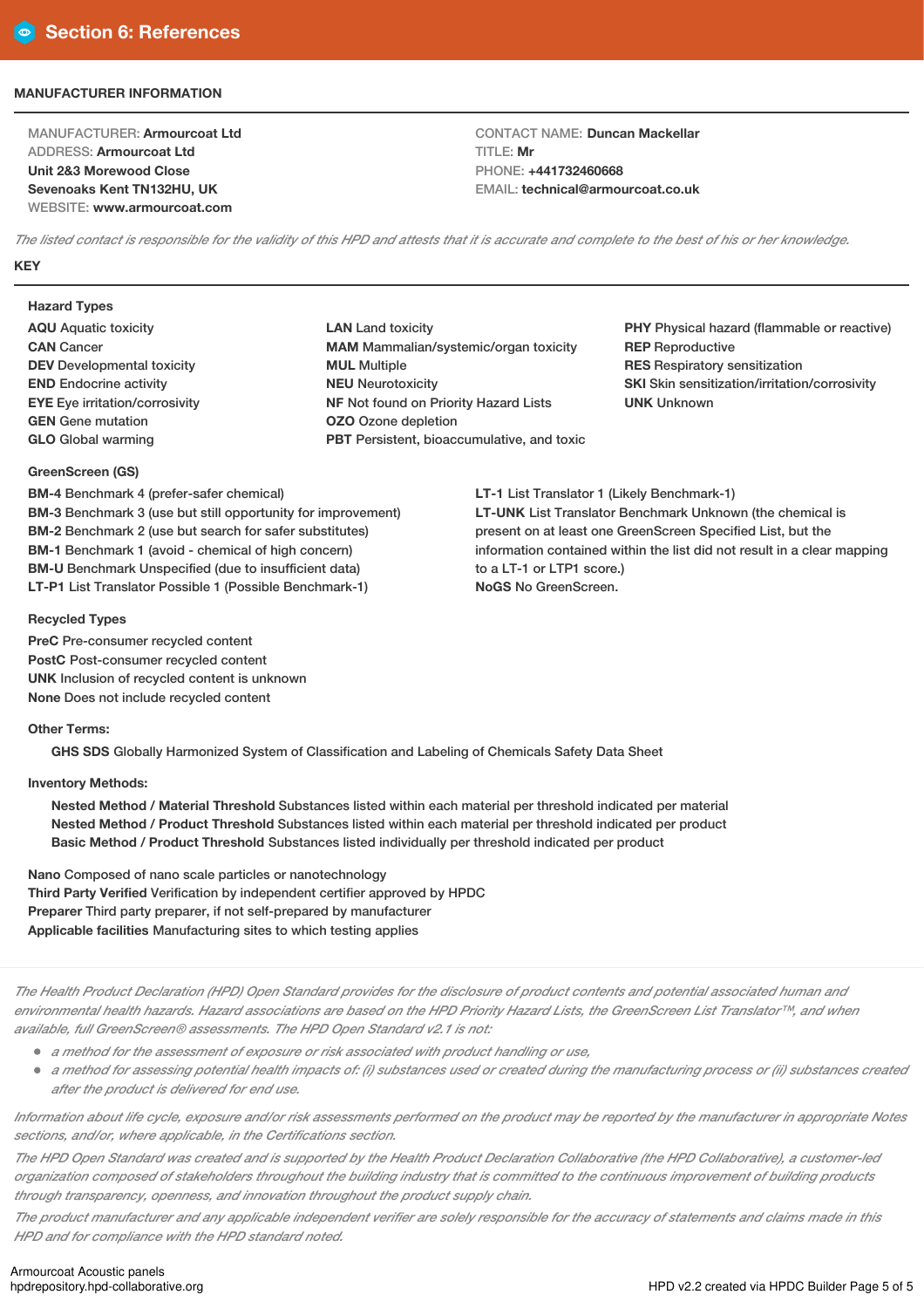## Section 6: References

### MANUFACTURER INFORMATION

MANUFACTURER: **Armourcoat Ltd**
ADDRESS: **Armourcoat Ltd**
**Unit 2&3 Morewood Close**
**Sevenoaks Kent TN132HU, UK**
WEBSITE: **www.armourcoat.com**

CONTACT NAME: **Duncan Mackellar**
TITLE: **Mr**
PHONE: **+441732460668**
EMAIL: **technical@armourcoat.co.uk**

*The listed contact is responsible for the validity of this HPD and attests that it is accurate and complete to the best of his or her knowledge.*

### KEY

**Hazard Types**

**AQU** Aquatic toxicity
**CAN** Cancer
**DEV** Developmental toxicity
**END** Endocrine activity
**EYE** Eye irritation/corrosivity
**GEN** Gene mutation
**GLO** Global warming
**LAN** Land toxicity
**MAM** Mammalian/systemic/organ toxicity
**MUL** Multiple
**NEU** Neurotoxicity
**NF** Not found on Priority Hazard Lists
**OZO** Ozone depletion
**PBT** Persistent, bioaccumulative, and toxic
**PHY** Physical hazard (flammable or reactive)
**REP** Reproductive
**RES** Respiratory sensitization
**SKI** Skin sensitization/irritation/corrosivity
**UNK** Unknown

**GreenScreen (GS)**

**BM-4** Benchmark 4 (prefer-safer chemical)
**BM-3** Benchmark 3 (use but still opportunity for improvement)
**BM-2** Benchmark 2 (use but search for safer substitutes)
**BM-1** Benchmark 1 (avoid - chemical of high concern)
**BM-U** Benchmark Unspecified (due to insufficient data)
**LT-P1** List Translator Possible 1 (Possible Benchmark-1)
**LT-1** List Translator 1 (Likely Benchmark-1)
**LT-UNK** List Translator Benchmark Unknown (the chemical is present on at least one GreenScreen Specified List, but the information contained within the list did not result in a clear mapping to a LT-1 or LTP1 score.)
**NoGS** No GreenScreen.

**Recycled Types**

**PreC** Pre-consumer recycled content
**PostC** Post-consumer recycled content
**UNK** Inclusion of recycled content is unknown
**None** Does not include recycled content

**Other Terms:**

**GHS SDS** Globally Harmonized System of Classification and Labeling of Chemicals Safety Data Sheet

**Inventory Methods:**

**Nested Method / Material Threshold** Substances listed within each material per threshold indicated per material
**Nested Method / Product Threshold** Substances listed within each material per threshold indicated per product
**Basic Method / Product Threshold** Substances listed individually per threshold indicated per product

**Nano** Composed of nano scale particles or nanotechnology
**Third Party Verified** Verification by independent certifier approved by HPDC
**Preparer** Third party preparer, if not self-prepared by manufacturer
**Applicable facilities** Manufacturing sites to which testing applies

*The Health Product Declaration (HPD) Open Standard provides for the disclosure of product contents and potential associated human and environmental health hazards. Hazard associations are based on the HPD Priority Hazard Lists, the GreenScreen List Translator™, and when available, full GreenScreen® assessments. The HPD Open Standard v2.1 is not:*

- *a method for the assessment of exposure or risk associated with product handling or use,*
- *a method for assessing potential health impacts of: (i) substances used or created during the manufacturing process or (ii) substances created after the product is delivered for end use.*

*Information about life cycle, exposure and/or risk assessments performed on the product may be reported by the manufacturer in appropriate Notes sections, and/or, where applicable, in the Certifications section.*

*The HPD Open Standard was created and is supported by the Health Product Declaration Collaborative (the HPD Collaborative), a customer-led organization composed of stakeholders throughout the building industry that is committed to the continuous improvement of building products through transparency, openness, and innovation throughout the product supply chain.*

*The product manufacturer and any applicable independent verifier are solely responsible for the accuracy of statements and claims made in this HPD and for compliance with the HPD standard noted.*